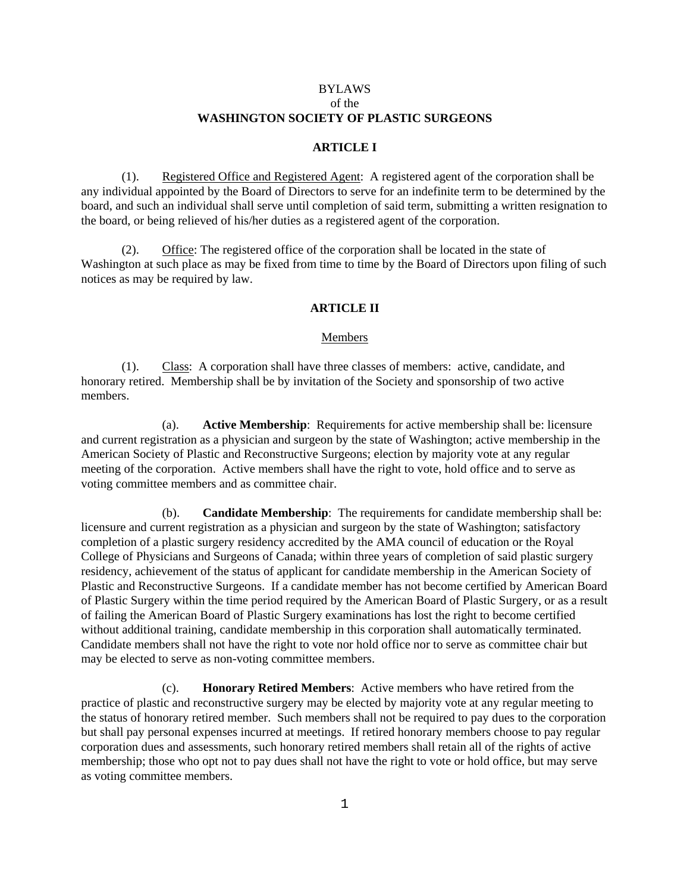# BYLAWS
## of the
## WASHINGTON SOCIETY OF PLASTIC SURGEONS

### ARTICLE I

(1). Registered Office and Registered Agent: A registered agent of the corporation shall be any individual appointed by the Board of Directors to serve for an indefinite term to be determined by the board, and such an individual shall serve until completion of said term, submitting a written resignation to the board, or being relieved of his/her duties as a registered agent of the corporation.

(2). Office: The registered office of the corporation shall be located in the state of Washington at such place as may be fixed from time to time by the Board of Directors upon filing of such notices as may be required by law.

### ARTICLE II

Members

(1). Class: A corporation shall have three classes of members: active, candidate, and honorary retired. Membership shall be by invitation of the Society and sponsorship of two active members.

(a). **Active Membership**: Requirements for active membership shall be: licensure and current registration as a physician and surgeon by the state of Washington; active membership in the American Society of Plastic and Reconstructive Surgeons; election by majority vote at any regular meeting of the corporation. Active members shall have the right to vote, hold office and to serve as voting committee members and as committee chair.

(b). **Candidate Membership**: The requirements for candidate membership shall be: licensure and current registration as a physician and surgeon by the state of Washington; satisfactory completion of a plastic surgery residency accredited by the AMA council of education or the Royal College of Physicians and Surgeons of Canada; within three years of completion of said plastic surgery residency, achievement of the status of applicant for candidate membership in the American Society of Plastic and Reconstructive Surgeons. If a candidate member has not become certified by American Board of Plastic Surgery within the time period required by the American Board of Plastic Surgery, or as a result of failing the American Board of Plastic Surgery examinations has lost the right to become certified without additional training, candidate membership in this corporation shall automatically terminated. Candidate members shall not have the right to vote nor hold office nor to serve as committee chair but may be elected to serve as non-voting committee members.

(c). **Honorary Retired Members**: Active members who have retired from the practice of plastic and reconstructive surgery may be elected by majority vote at any regular meeting to the status of honorary retired member. Such members shall not be required to pay dues to the corporation but shall pay personal expenses incurred at meetings. If retired honorary members choose to pay regular corporation dues and assessments, such honorary retired members shall retain all of the rights of active membership; those who opt not to pay dues shall not have the right to vote or hold office, but may serve as voting committee members.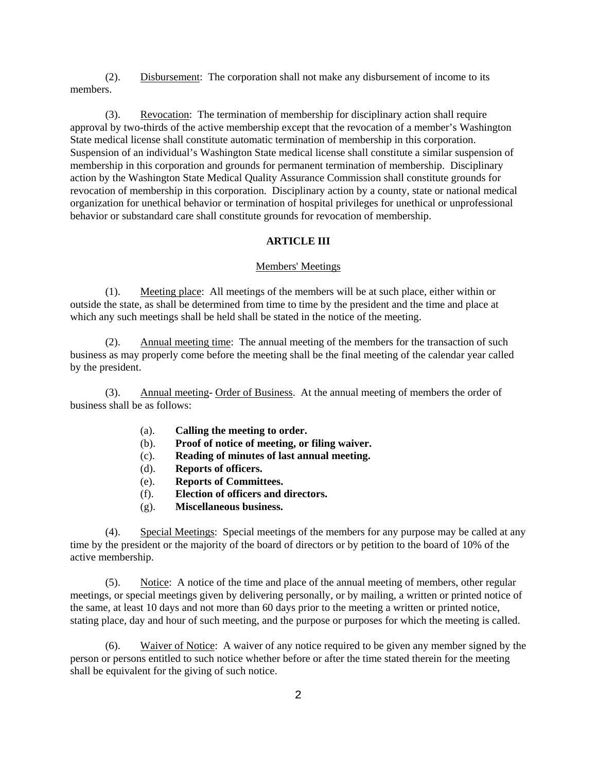(2). Disbursement: The corporation shall not make any disbursement of income to its members.

(3). Revocation: The termination of membership for disciplinary action shall require approval by two-thirds of the active membership except that the revocation of a member's Washington State medical license shall constitute automatic termination of membership in this corporation. Suspension of an individual's Washington State medical license shall constitute a similar suspension of membership in this corporation and grounds for permanent termination of membership. Disciplinary action by the Washington State Medical Quality Assurance Commission shall constitute grounds for revocation of membership in this corporation. Disciplinary action by a county, state or national medical organization for unethical behavior or termination of hospital privileges for unethical or unprofessional behavior or substandard care shall constitute grounds for revocation of membership.

## ARTICLE III

### Members' Meetings

(1). Meeting place: All meetings of the members will be at such place, either within or outside the state, as shall be determined from time to time by the president and the time and place at which any such meetings shall be held shall be stated in the notice of the meeting.

(2). Annual meeting time: The annual meeting of the members for the transaction of such business as may properly come before the meeting shall be the final meeting of the calendar year called by the president.

(3). Annual meeting- Order of Business. At the annual meeting of members the order of business shall be as follows:

- (a). **Calling the meeting to order.**
- (b). **Proof of notice of meeting, or filing waiver.**
- (c). **Reading of minutes of last annual meeting.**
- (d). **Reports of officers.**
- (e). **Reports of Committees.**
- (f). **Election of officers and directors.**
- (g). **Miscellaneous business.**

(4). Special Meetings: Special meetings of the members for any purpose may be called at any time by the president or the majority of the board of directors or by petition to the board of 10% of the active membership.

(5). Notice: A notice of the time and place of the annual meeting of members, other regular meetings, or special meetings given by delivering personally, or by mailing, a written or printed notice of the same, at least 10 days and not more than 60 days prior to the meeting a written or printed notice, stating place, day and hour of such meeting, and the purpose or purposes for which the meeting is called.

(6). Waiver of Notice: A waiver of any notice required to be given any member signed by the person or persons entitled to such notice whether before or after the time stated therein for the meeting shall be equivalent for the giving of such notice.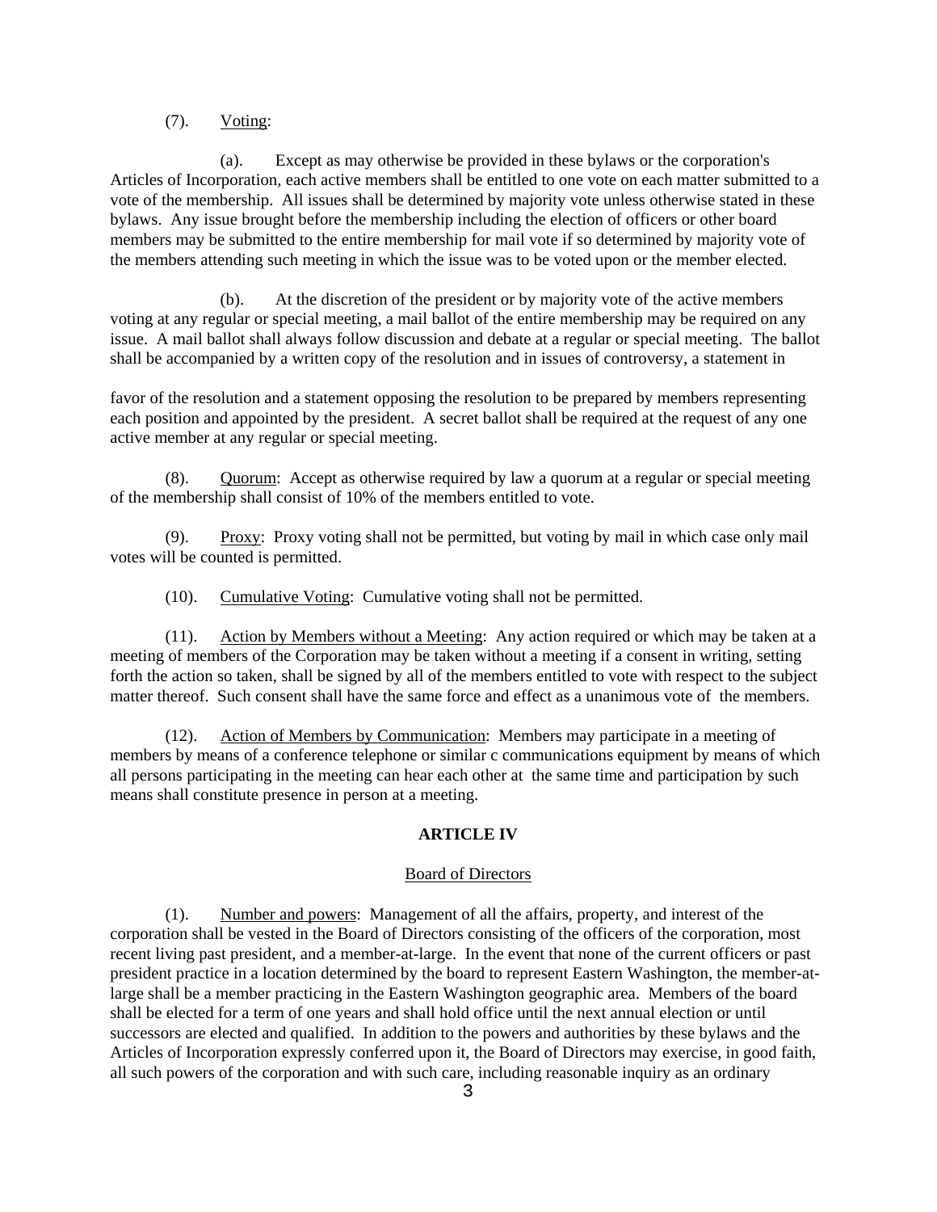(7). Voting:

(a). Except as may otherwise be provided in these bylaws or the corporation's Articles of Incorporation, each active members shall be entitled to one vote on each matter submitted to a vote of the membership. All issues shall be determined by majority vote unless otherwise stated in these bylaws. Any issue brought before the membership including the election of officers or other board members may be submitted to the entire membership for mail vote if so determined by majority vote of the members attending such meeting in which the issue was to be voted upon or the member elected.

(b). At the discretion of the president or by majority vote of the active members voting at any regular or special meeting, a mail ballot of the entire membership may be required on any issue. A mail ballot shall always follow discussion and debate at a regular or special meeting. The ballot shall be accompanied by a written copy of the resolution and in issues of controversy, a statement in favor of the resolution and a statement opposing the resolution to be prepared by members representing each position and appointed by the president. A secret ballot shall be required at the request of any one active member at any regular or special meeting.

(8). Quorum: Accept as otherwise required by law a quorum at a regular or special meeting of the membership shall consist of 10% of the members entitled to vote.

(9). Proxy: Proxy voting shall not be permitted, but voting by mail in which case only mail votes will be counted is permitted.

(10). Cumulative Voting: Cumulative voting shall not be permitted.

(11). Action by Members without a Meeting: Any action required or which may be taken at a meeting of members of the Corporation may be taken without a meeting if a consent in writing, setting forth the action so taken, shall be signed by all of the members entitled to vote with respect to the subject matter thereof. Such consent shall have the same force and effect as a unanimous vote of the members.

(12). Action of Members by Communication: Members may participate in a meeting of members by means of a conference telephone or similar c communications equipment by means of which all persons participating in the meeting can hear each other at the same time and participation by such means shall constitute presence in person at a meeting.

## ARTICLE IV

### Board of Directors

(1). Number and powers: Management of all the affairs, property, and interest of the corporation shall be vested in the Board of Directors consisting of the officers of the corporation, most recent living past president, and a member-at-large. In the event that none of the current officers or past president practice in a location determined by the board to represent Eastern Washington, the member-at-large shall be a member practicing in the Eastern Washington geographic area. Members of the board shall be elected for a term of one years and shall hold office until the next annual election or until successors are elected and qualified. In addition to the powers and authorities by these bylaws and the Articles of Incorporation expressly conferred upon it, the Board of Directors may exercise, in good faith, all such powers of the corporation and with such care, including reasonable inquiry as an ordinary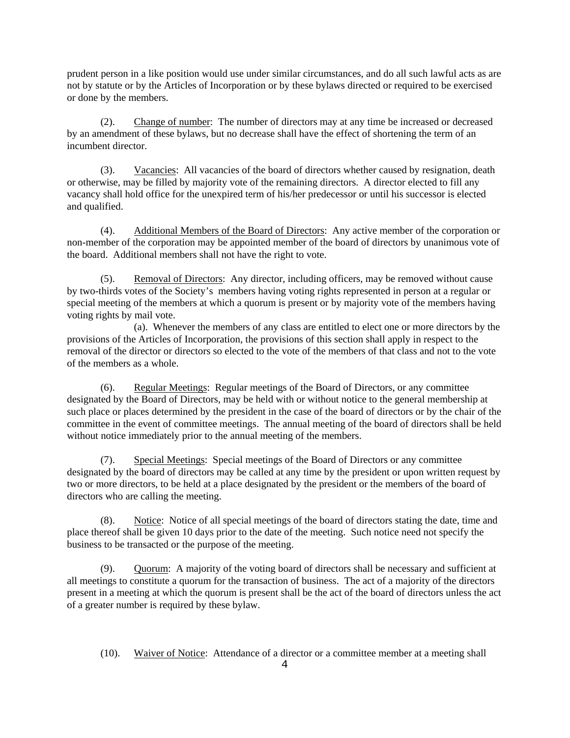prudent person in a like position would use under similar circumstances, and do all such lawful acts as are not by statute or by the Articles of Incorporation or by these bylaws directed or required to be exercised or done by the members.

(2). Change of number: The number of directors may at any time be increased or decreased by an amendment of these bylaws, but no decrease shall have the effect of shortening the term of an incumbent director.

(3). Vacancies: All vacancies of the board of directors whether caused by resignation, death or otherwise, may be filled by majority vote of the remaining directors. A director elected to fill any vacancy shall hold office for the unexpired term of his/her predecessor or until his successor is elected and qualified.

(4). Additional Members of the Board of Directors: Any active member of the corporation or non-member of the corporation may be appointed member of the board of directors by unanimous vote of the board. Additional members shall not have the right to vote.

(5). Removal of Directors: Any director, including officers, may be removed without cause by two-thirds votes of the Society's members having voting rights represented in person at a regular or special meeting of the members at which a quorum is present or by majority vote of the members having voting rights by mail vote.

(a). Whenever the members of any class are entitled to elect one or more directors by the provisions of the Articles of Incorporation, the provisions of this section shall apply in respect to the removal of the director or directors so elected to the vote of the members of that class and not to the vote of the members as a whole.

(6). Regular Meetings: Regular meetings of the Board of Directors, or any committee designated by the Board of Directors, may be held with or without notice to the general membership at such place or places determined by the president in the case of the board of directors or by the chair of the committee in the event of committee meetings. The annual meeting of the board of directors shall be held without notice immediately prior to the annual meeting of the members.

(7). Special Meetings: Special meetings of the Board of Directors or any committee designated by the board of directors may be called at any time by the president or upon written request by two or more directors, to be held at a place designated by the president or the members of the board of directors who are calling the meeting.

(8). Notice: Notice of all special meetings of the board of directors stating the date, time and place thereof shall be given 10 days prior to the date of the meeting. Such notice need not specify the business to be transacted or the purpose of the meeting.

(9). Quorum: A majority of the voting board of directors shall be necessary and sufficient at all meetings to constitute a quorum for the transaction of business. The act of a majority of the directors present in a meeting at which the quorum is present shall be the act of the board of directors unless the act of a greater number is required by these bylaw.

(10). Waiver of Notice: Attendance of a director or a committee member at a meeting shall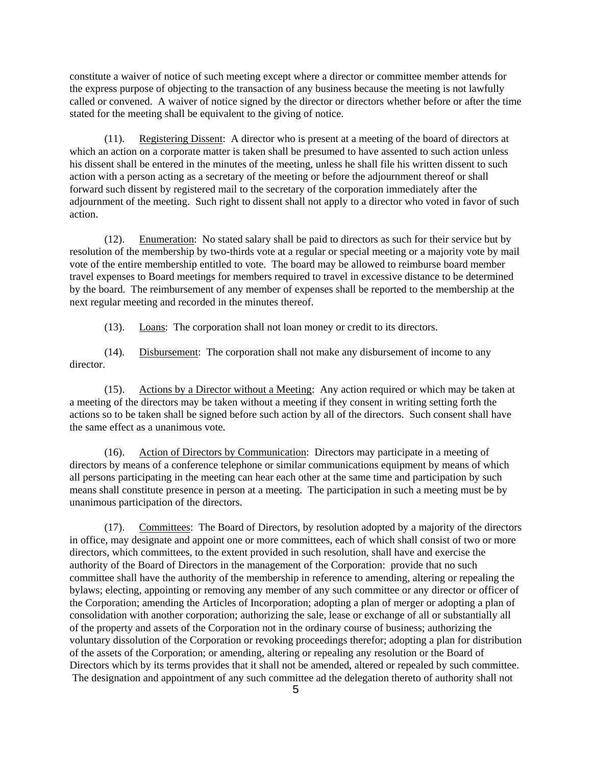constitute a waiver of notice of such meeting except where a director or committee member attends for the express purpose of objecting to the transaction of any business because the meeting is not lawfully called or convened. A waiver of notice signed by the director or directors whether before or after the time stated for the meeting shall be equivalent to the giving of notice.

(11). Registering Dissent: A director who is present at a meeting of the board of directors at which an action on a corporate matter is taken shall be presumed to have assented to such action unless his dissent shall be entered in the minutes of the meeting, unless he shall file his written dissent to such action with a person acting as a secretary of the meeting or before the adjournment thereof or shall forward such dissent by registered mail to the secretary of the corporation immediately after the adjournment of the meeting. Such right to dissent shall not apply to a director who voted in favor of such action.

(12). Enumeration: No stated salary shall be paid to directors as such for their service but by resolution of the membership by two-thirds vote at a regular or special meeting or a majority vote by mail vote of the entire membership entitled to vote. The board may be allowed to reimburse board member travel expenses to Board meetings for members required to travel in excessive distance to be determined by the board. The reimbursement of any member of expenses shall be reported to the membership at the next regular meeting and recorded in the minutes thereof.

(13). Loans: The corporation shall not loan money or credit to its directors.

(14). Disbursement: The corporation shall not make any disbursement of income to any director.

(15). Actions by a Director without a Meeting: Any action required or which may be taken at a meeting of the directors may be taken without a meeting if they consent in writing setting forth the actions so to be taken shall be signed before such action by all of the directors. Such consent shall have the same effect as a unanimous vote.

(16). Action of Directors by Communication: Directors may participate in a meeting of directors by means of a conference telephone or similar communications equipment by means of which all persons participating in the meeting can hear each other at the same time and participation by such means shall constitute presence in person at a meeting. The participation in such a meeting must be by unanimous participation of the directors.

(17). Committees: The Board of Directors, by resolution adopted by a majority of the directors in office, may designate and appoint one or more committees, each of which shall consist of two or more directors, which committees, to the extent provided in such resolution, shall have and exercise the authority of the Board of Directors in the management of the Corporation: provide that no such committee shall have the authority of the membership in reference to amending, altering or repealing the bylaws; electing, appointing or removing any member of any such committee or any director or officer of the Corporation; amending the Articles of Incorporation; adopting a plan of merger or adopting a plan of consolidation with another corporation; authorizing the sale, lease or exchange of all or substantially all of the property and assets of the Corporation not in the ordinary course of business; authorizing the voluntary dissolution of the Corporation or revoking proceedings therefor; adopting a plan for distribution of the assets of the Corporation; or amending, altering or repealing any resolution or the Board of Directors which by its terms provides that it shall not be amended, altered or repealed by such committee. The designation and appointment of any such committee ad the delegation thereto of authority shall not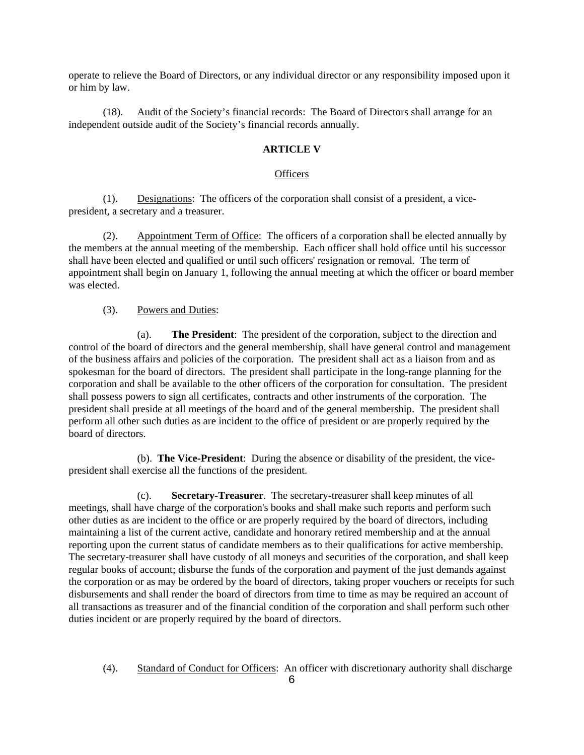operate to relieve the Board of Directors, or any individual director or any responsibility imposed upon it or him by law.

(18). Audit of the Society's financial records: The Board of Directors shall arrange for an independent outside audit of the Society's financial records annually.

## ARTICLE V

### Officers

(1). Designations: The officers of the corporation shall consist of a president, a vice-president, a secretary and a treasurer.

(2). Appointment Term of Office: The officers of a corporation shall be elected annually by the members at the annual meeting of the membership. Each officer shall hold office until his successor shall have been elected and qualified or until such officers' resignation or removal. The term of appointment shall begin on January 1, following the annual meeting at which the officer or board member was elected.

(3). Powers and Duties:

(a). **The President**: The president of the corporation, subject to the direction and control of the board of directors and the general membership, shall have general control and management of the business affairs and policies of the corporation. The president shall act as a liaison from and as spokesman for the board of directors. The president shall participate in the long-range planning for the corporation and shall be available to the other officers of the corporation for consultation. The president shall possess powers to sign all certificates, contracts and other instruments of the corporation. The president shall preside at all meetings of the board and of the general membership. The president shall perform all other such duties as are incident to the office of president or are properly required by the board of directors.

(b). **The Vice-President**: During the absence or disability of the president, the vice-president shall exercise all the functions of the president.

(c). **Secretary-Treasurer**. The secretary-treasurer shall keep minutes of all meetings, shall have charge of the corporation's books and shall make such reports and perform such other duties as are incident to the office or are properly required by the board of directors, including maintaining a list of the current active, candidate and honorary retired membership and at the annual reporting upon the current status of candidate members as to their qualifications for active membership. The secretary-treasurer shall have custody of all moneys and securities of the corporation, and shall keep regular books of account; disburse the funds of the corporation and payment of the just demands against the corporation or as may be ordered by the board of directors, taking proper vouchers or receipts for such disbursements and shall render the board of directors from time to time as may be required an account of all transactions as treasurer and of the financial condition of the corporation and shall perform such other duties incident or are properly required by the board of directors.

(4). Standard of Conduct for Officers: An officer with discretionary authority shall discharge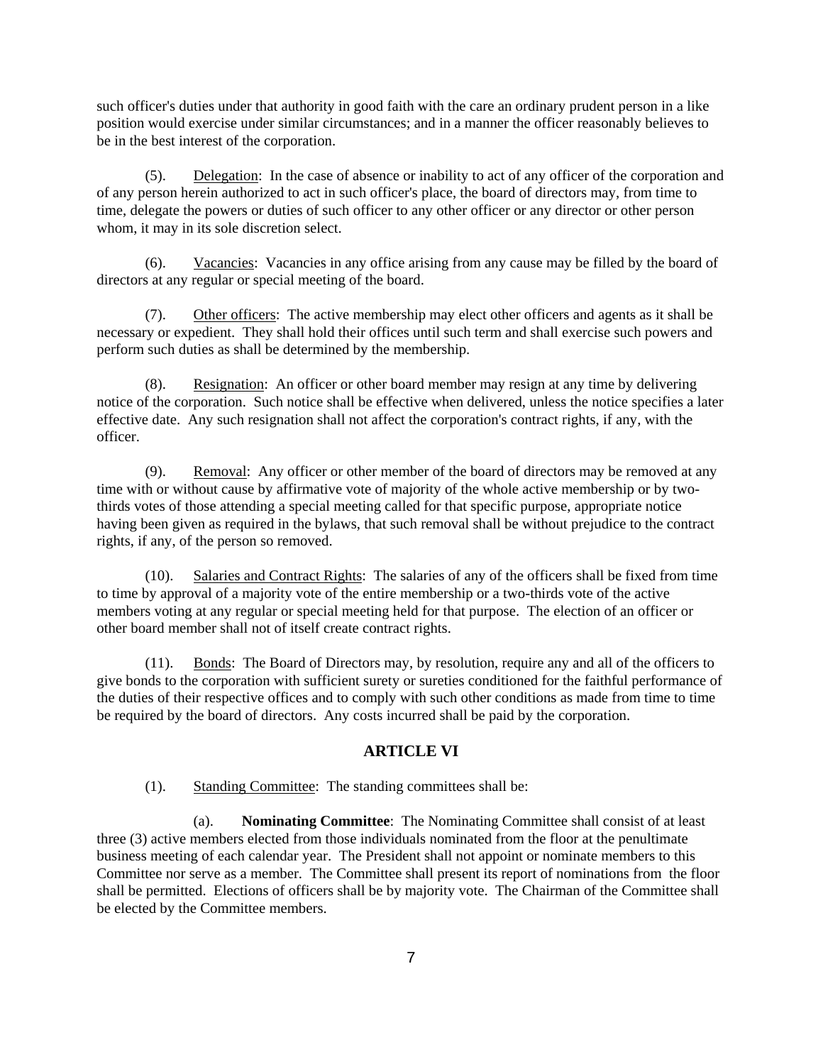such officer's duties under that authority in good faith with the care an ordinary prudent person in a like position would exercise under similar circumstances; and in a manner the officer reasonably believes to be in the best interest of the corporation.

(5). Delegation: In the case of absence or inability to act of any officer of the corporation and of any person herein authorized to act in such officer's place, the board of directors may, from time to time, delegate the powers or duties of such officer to any other officer or any director or other person whom, it may in its sole discretion select.

(6). Vacancies: Vacancies in any office arising from any cause may be filled by the board of directors at any regular or special meeting of the board.

(7). Other officers: The active membership may elect other officers and agents as it shall be necessary or expedient. They shall hold their offices until such term and shall exercise such powers and perform such duties as shall be determined by the membership.

(8). Resignation: An officer or other board member may resign at any time by delivering notice of the corporation. Such notice shall be effective when delivered, unless the notice specifies a later effective date. Any such resignation shall not affect the corporation's contract rights, if any, with the officer.

(9). Removal: Any officer or other member of the board of directors may be removed at any time with or without cause by affirmative vote of majority of the whole active membership or by two-thirds votes of those attending a special meeting called for that specific purpose, appropriate notice having been given as required in the bylaws, that such removal shall be without prejudice to the contract rights, if any, of the person so removed.

(10). Salaries and Contract Rights: The salaries of any of the officers shall be fixed from time to time by approval of a majority vote of the entire membership or a two-thirds vote of the active members voting at any regular or special meeting held for that purpose. The election of an officer or other board member shall not of itself create contract rights.

(11). Bonds: The Board of Directors may, by resolution, require any and all of the officers to give bonds to the corporation with sufficient surety or sureties conditioned for the faithful performance of the duties of their respective offices and to comply with such other conditions as made from time to time be required by the board of directors. Any costs incurred shall be paid by the corporation.

## ARTICLE VI

(1). Standing Committee: The standing committees shall be:

(a). **Nominating Committee**: The Nominating Committee shall consist of at least three (3) active members elected from those individuals nominated from the floor at the penultimate business meeting of each calendar year. The President shall not appoint or nominate members to this Committee nor serve as a member. The Committee shall present its report of nominations from the floor shall be permitted. Elections of officers shall be by majority vote. The Chairman of the Committee shall be elected by the Committee members.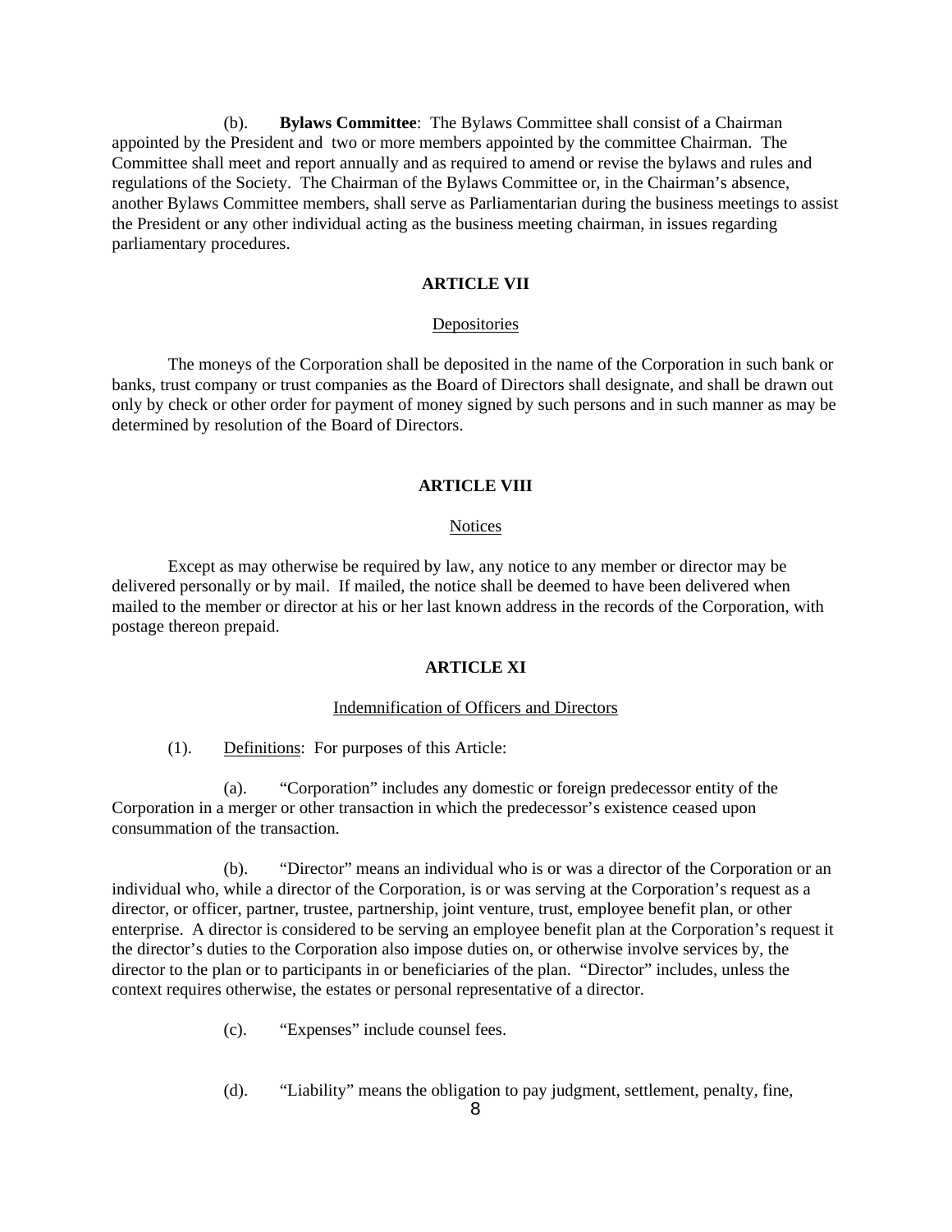(b). **Bylaws Committee**: The Bylaws Committee shall consist of a Chairman appointed by the President and two or more members appointed by the committee Chairman. The Committee shall meet and report annually and as required to amend or revise the bylaws and rules and regulations of the Society. The Chairman of the Bylaws Committee or, in the Chairman's absence, another Bylaws Committee members, shall serve as Parliamentarian during the business meetings to assist the President or any other individual acting as the business meeting chairman, in issues regarding parliamentary procedures.

## ARTICLE VII

### Depositories

The moneys of the Corporation shall be deposited in the name of the Corporation in such bank or banks, trust company or trust companies as the Board of Directors shall designate, and shall be drawn out only by check or other order for payment of money signed by such persons and in such manner as may be determined by resolution of the Board of Directors.

## ARTICLE VIII

### Notices

Except as may otherwise be required by law, any notice to any member or director may be delivered personally or by mail. If mailed, the notice shall be deemed to have been delivered when mailed to the member or director at his or her last known address in the records of the Corporation, with postage thereon prepaid.

## ARTICLE XI

### Indemnification of Officers and Directors

(1). Definitions: For purposes of this Article:

(a). "Corporation" includes any domestic or foreign predecessor entity of the Corporation in a merger or other transaction in which the predecessor's existence ceased upon consummation of the transaction.

(b). "Director" means an individual who is or was a director of the Corporation or an individual who, while a director of the Corporation, is or was serving at the Corporation's request as a director, or officer, partner, trustee, partnership, joint venture, trust, employee benefit plan, or other enterprise. A director is considered to be serving an employee benefit plan at the Corporation's request it the director's duties to the Corporation also impose duties on, or otherwise involve services by, the director to the plan or to participants in or beneficiaries of the plan. "Director" includes, unless the context requires otherwise, the estates or personal representative of a director.

(c). "Expenses" include counsel fees.

(d). "Liability" means the obligation to pay judgment, settlement, penalty, fine,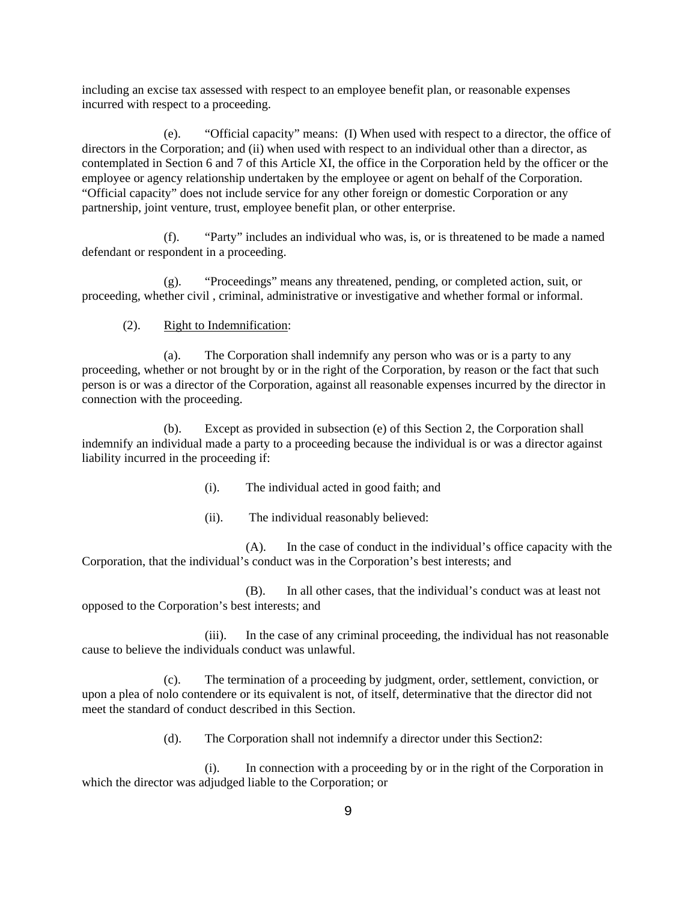including an excise tax assessed with respect to an employee benefit plan, or reasonable expenses incurred with respect to a proceeding.

(e). "Official capacity" means: (I) When used with respect to a director, the office of directors in the Corporation; and (ii) when used with respect to an individual other than a director, as contemplated in Section 6 and 7 of this Article XI, the office in the Corporation held by the officer or the employee or agency relationship undertaken by the employee or agent on behalf of the Corporation. "Official capacity" does not include service for any other foreign or domestic Corporation or any partnership, joint venture, trust, employee benefit plan, or other enterprise.

(f). "Party" includes an individual who was, is, or is threatened to be made a named defendant or respondent in a proceeding.

(g). "Proceedings" means any threatened, pending, or completed action, suit, or proceeding, whether civil , criminal, administrative or investigative and whether formal or informal.

(2). Right to Indemnification:

(a). The Corporation shall indemnify any person who was or is a party to any proceeding, whether or not brought by or in the right of the Corporation, by reason or the fact that such person is or was a director of the Corporation, against all reasonable expenses incurred by the director in connection with the proceeding.

(b). Except as provided in subsection (e) of this Section 2, the Corporation shall indemnify an individual made a party to a proceeding because the individual is or was a director against liability incurred in the proceeding if:

(i). The individual acted in good faith; and

(ii). The individual reasonably believed:

(A). In the case of conduct in the individual's office capacity with the Corporation, that the individual's conduct was in the Corporation's best interests; and

(B). In all other cases, that the individual's conduct was at least not opposed to the Corporation's best interests; and

(iii). In the case of any criminal proceeding, the individual has not reasonable cause to believe the individuals conduct was unlawful.

(c). The termination of a proceeding by judgment, order, settlement, conviction, or upon a plea of nolo contendere or its equivalent is not, of itself, determinative that the director did not meet the standard of conduct described in this Section.

(d). The Corporation shall not indemnify a director under this Section2:

(i). In connection with a proceeding by or in the right of the Corporation in which the director was adjudged liable to the Corporation; or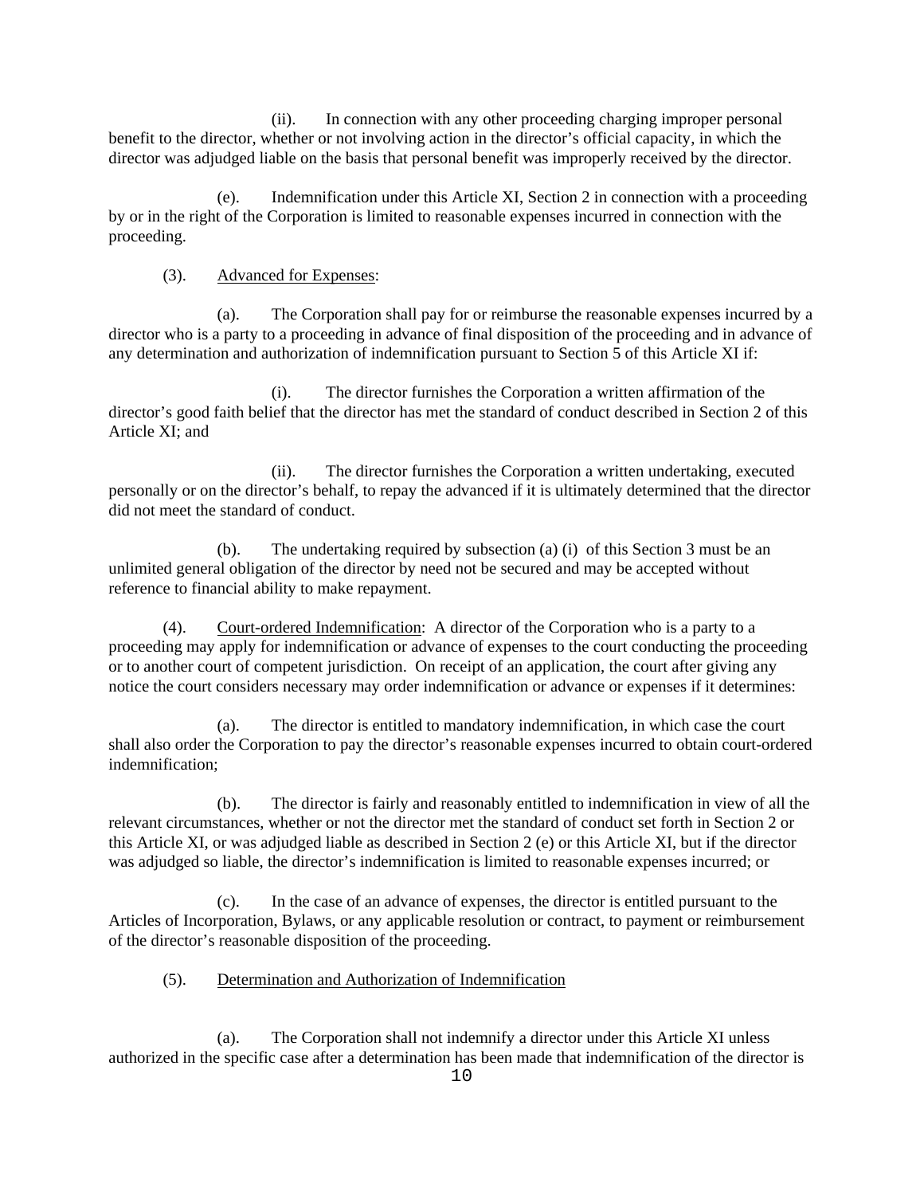(ii). In connection with any other proceeding charging improper personal benefit to the director, whether or not involving action in the director's official capacity, in which the director was adjudged liable on the basis that personal benefit was improperly received by the director.

(e). Indemnification under this Article XI, Section 2 in connection with a proceeding by or in the right of the Corporation is limited to reasonable expenses incurred in connection with the proceeding.

(3). <u>Advanced for Expenses</u>:

(a). The Corporation shall pay for or reimburse the reasonable expenses incurred by a director who is a party to a proceeding in advance of final disposition of the proceeding and in advance of any determination and authorization of indemnification pursuant to Section 5 of this Article XI if:

(i). The director furnishes the Corporation a written affirmation of the director's good faith belief that the director has met the standard of conduct described in Section 2 of this Article XI; and

(ii). The director furnishes the Corporation a written undertaking, executed personally or on the director's behalf, to repay the advanced if it is ultimately determined that the director did not meet the standard of conduct.

(b). The undertaking required by subsection (a) (i) of this Section 3 must be an unlimited general obligation of the director by need not be secured and may be accepted without reference to financial ability to make repayment.

(4). <u>Court-ordered Indemnification</u>: A director of the Corporation who is a party to a proceeding may apply for indemnification or advance of expenses to the court conducting the proceeding or to another court of competent jurisdiction. On receipt of an application, the court after giving any notice the court considers necessary may order indemnification or advance or expenses if it determines:

(a). The director is entitled to mandatory indemnification, in which case the court shall also order the Corporation to pay the director's reasonable expenses incurred to obtain court-ordered indemnification;

(b). The director is fairly and reasonably entitled to indemnification in view of all the relevant circumstances, whether or not the director met the standard of conduct set forth in Section 2 or this Article XI, or was adjudged liable as described in Section 2 (e) or this Article XI, but if the director was adjudged so liable, the director's indemnification is limited to reasonable expenses incurred; or

(c). In the case of an advance of expenses, the director is entitled pursuant to the Articles of Incorporation, Bylaws, or any applicable resolution or contract, to payment or reimbursement of the director's reasonable disposition of the proceeding.

(5). <u>Determination and Authorization of Indemnification</u>

(a). The Corporation shall not indemnify a director under this Article XI unless authorized in the specific case after a determination has been made that indemnification of the director is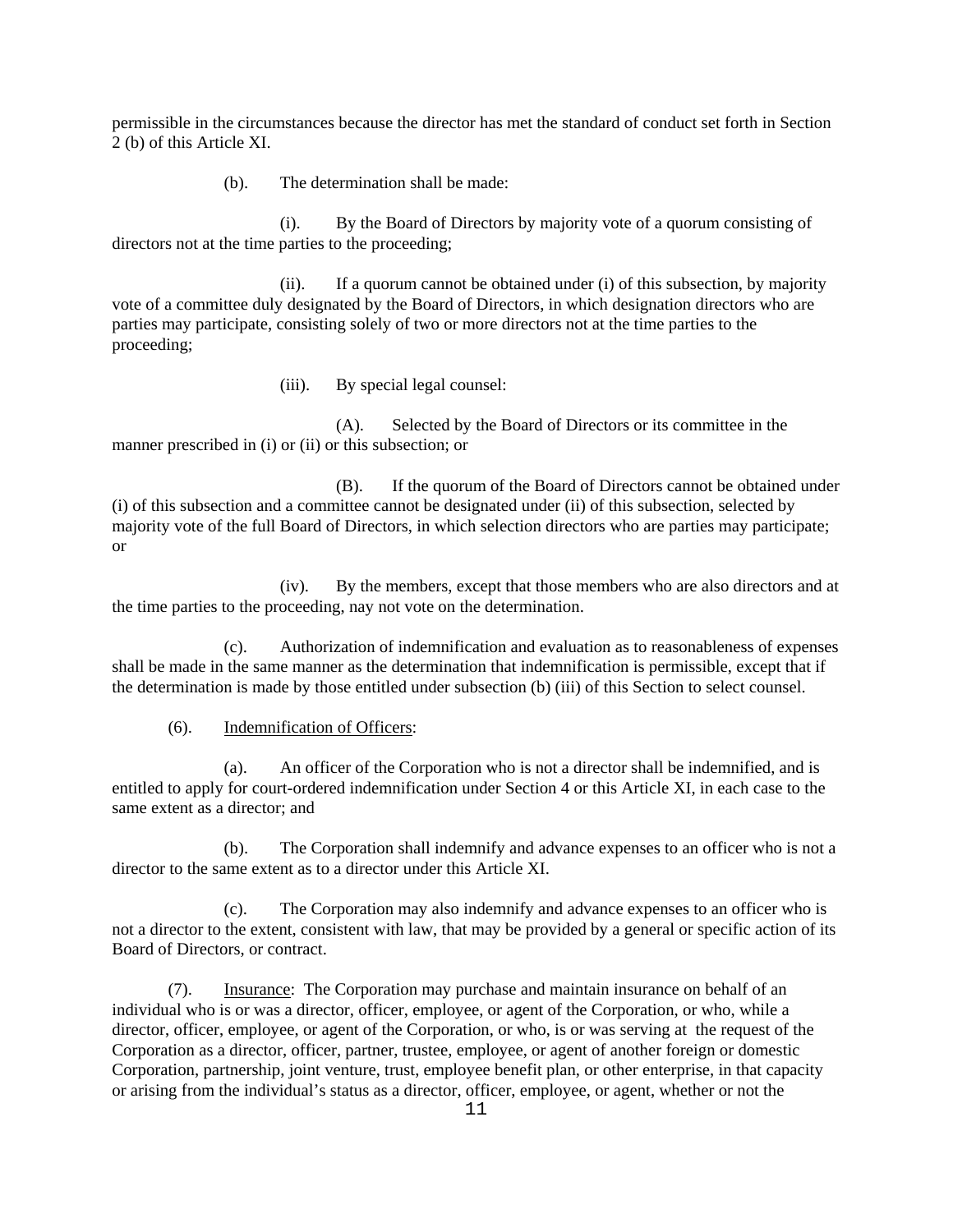permissible in the circumstances because the director has met the standard of conduct set forth in Section 2 (b) of this Article XI.

(b). The determination shall be made:

(i). By the Board of Directors by majority vote of a quorum consisting of directors not at the time parties to the proceeding;

(ii). If a quorum cannot be obtained under (i) of this subsection, by majority vote of a committee duly designated by the Board of Directors, in which designation directors who are parties may participate, consisting solely of two or more directors not at the time parties to the proceeding;

(iii). By special legal counsel:

(A). Selected by the Board of Directors or its committee in the manner prescribed in (i) or (ii) or this subsection; or

(B). If the quorum of the Board of Directors cannot be obtained under (i) of this subsection and a committee cannot be designated under (ii) of this subsection, selected by majority vote of the full Board of Directors, in which selection directors who are parties may participate; or

(iv). By the members, except that those members who are also directors and at the time parties to the proceeding, nay not vote on the determination.

(c). Authorization of indemnification and evaluation as to reasonableness of expenses shall be made in the same manner as the determination that indemnification is permissible, except that if the determination is made by those entitled under subsection (b) (iii) of this Section to select counsel.

(6). <u>Indemnification of Officers</u>:

(a). An officer of the Corporation who is not a director shall be indemnified, and is entitled to apply for court-ordered indemnification under Section 4 or this Article XI, in each case to the same extent as a director; and

(b). The Corporation shall indemnify and advance expenses to an officer who is not a director to the same extent as to a director under this Article XI.

(c). The Corporation may also indemnify and advance expenses to an officer who is not a director to the extent, consistent with law, that may be provided by a general or specific action of its Board of Directors, or contract.

(7). <u>Insurance</u>: The Corporation may purchase and maintain insurance on behalf of an individual who is or was a director, officer, employee, or agent of the Corporation, or who, while a director, officer, employee, or agent of the Corporation, or who, is or was serving at the request of the Corporation as a director, officer, partner, trustee, employee, or agent of another foreign or domestic Corporation, partnership, joint venture, trust, employee benefit plan, or other enterprise, in that capacity or arising from the individual's status as a director, officer, employee, or agent, whether or not the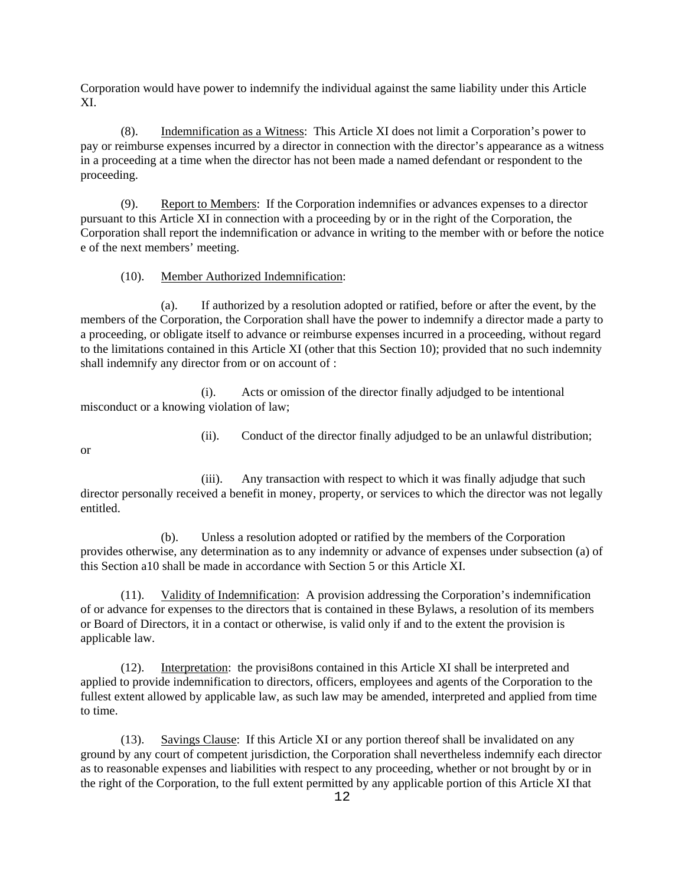Corporation would have power to indemnify the individual against the same liability under this Article XI.

(8). <u>Indemnification as a Witness</u>: This Article XI does not limit a Corporation's power to pay or reimburse expenses incurred by a director in connection with the director's appearance as a witness in a proceeding at a time when the director has not been made a named defendant or respondent to the proceeding.

(9). <u>Report to Members</u>: If the Corporation indemnifies or advances expenses to a director pursuant to this Article XI in connection with a proceeding by or in the right of the Corporation, the Corporation shall report the indemnification or advance in writing to the member with or before the notice e of the next members' meeting.

(10). <u>Member Authorized Indemnification</u>:

(a). If authorized by a resolution adopted or ratified, before or after the event, by the members of the Corporation, the Corporation shall have the power to indemnify a director made a party to a proceeding, or obligate itself to advance or reimburse expenses incurred in a proceeding, without regard to the limitations contained in this Article XI (other that this Section 10); provided that no such indemnity shall indemnify any director from or on account of :

(i). Acts or omission of the director finally adjudged to be intentional misconduct or a knowing violation of law;

(ii). Conduct of the director finally adjudged to be an unlawful distribution; or

(iii). Any transaction with respect to which it was finally adjudge that such director personally received a benefit in money, property, or services to which the director was not legally entitled.

(b). Unless a resolution adopted or ratified by the members of the Corporation provides otherwise, any determination as to any indemnity or advance of expenses under subsection (a) of this Section a10 shall be made in accordance with Section 5 or this Article XI.

(11). <u>Validity of Indemnification</u>: A provision addressing the Corporation's indemnification of or advance for expenses to the directors that is contained in these Bylaws, a resolution of its members or Board of Directors, it in a contact or otherwise, is valid only if and to the extent the provision is applicable law.

(12). <u>Interpretation</u>: the provisi8ons contained in this Article XI shall be interpreted and applied to provide indemnification to directors, officers, employees and agents of the Corporation to the fullest extent allowed by applicable law, as such law may be amended, interpreted and applied from time to time.

(13). <u>Savings Clause</u>: If this Article XI or any portion thereof shall be invalidated on any ground by any court of competent jurisdiction, the Corporation shall nevertheless indemnify each director as to reasonable expenses and liabilities with respect to any proceeding, whether or not brought by or in the right of the Corporation, to the full extent permitted by any applicable portion of this Article XI that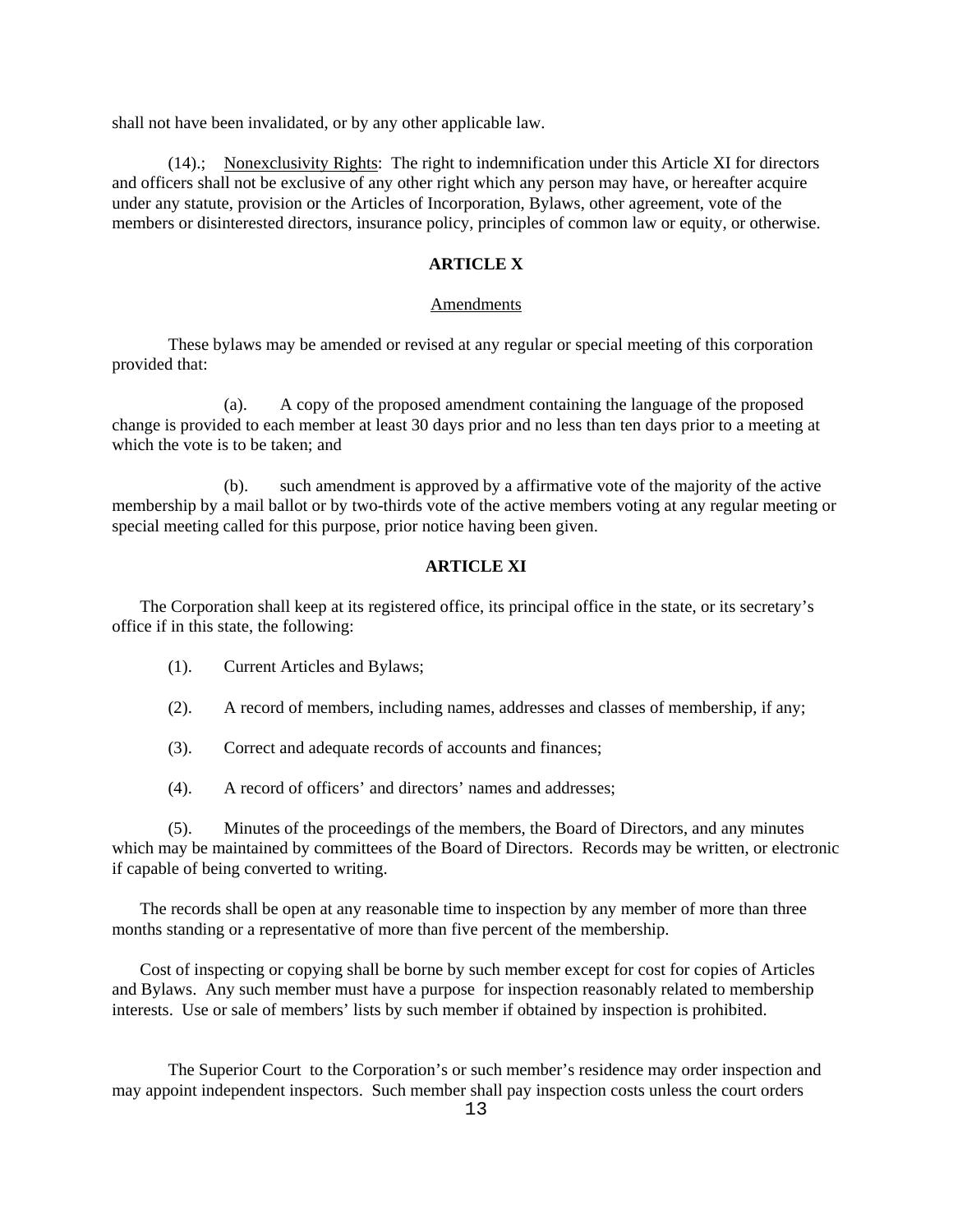shall not have been invalidated, or by any other applicable law.

(14).; Nonexclusivity Rights: The right to indemnification under this Article XI for directors and officers shall not be exclusive of any other right which any person may have, or hereafter acquire under any statute, provision or the Articles of Incorporation, Bylaws, other agreement, vote of the members or disinterested directors, insurance policy, principles of common law or equity, or otherwise.

## ARTICLE X

### Amendments

These bylaws may be amended or revised at any regular or special meeting of this corporation provided that:

(a). A copy of the proposed amendment containing the language of the proposed change is provided to each member at least 30 days prior and no less than ten days prior to a meeting at which the vote is to be taken; and

(b). such amendment is approved by a affirmative vote of the majority of the active membership by a mail ballot or by two-thirds vote of the active members voting at any regular meeting or special meeting called for this purpose, prior notice having been given.

## ARTICLE XI

The Corporation shall keep at its registered office, its principal office in the state, or its secretary's office if in this state, the following:

(1). Current Articles and Bylaws;

(2). A record of members, including names, addresses and classes of membership, if any;

(3). Correct and adequate records of accounts and finances;

(4). A record of officers' and directors' names and addresses;

(5). Minutes of the proceedings of the members, the Board of Directors, and any minutes which may be maintained by committees of the Board of Directors. Records may be written, or electronic if capable of being converted to writing.

The records shall be open at any reasonable time to inspection by any member of more than three months standing or a representative of more than five percent of the membership.

Cost of inspecting or copying shall be borne by such member except for cost for copies of Articles and Bylaws. Any such member must have a purpose for inspection reasonably related to membership interests. Use or sale of members' lists by such member if obtained by inspection is prohibited.

The Superior Court to the Corporation's or such member's residence may order inspection and may appoint independent inspectors. Such member shall pay inspection costs unless the court orders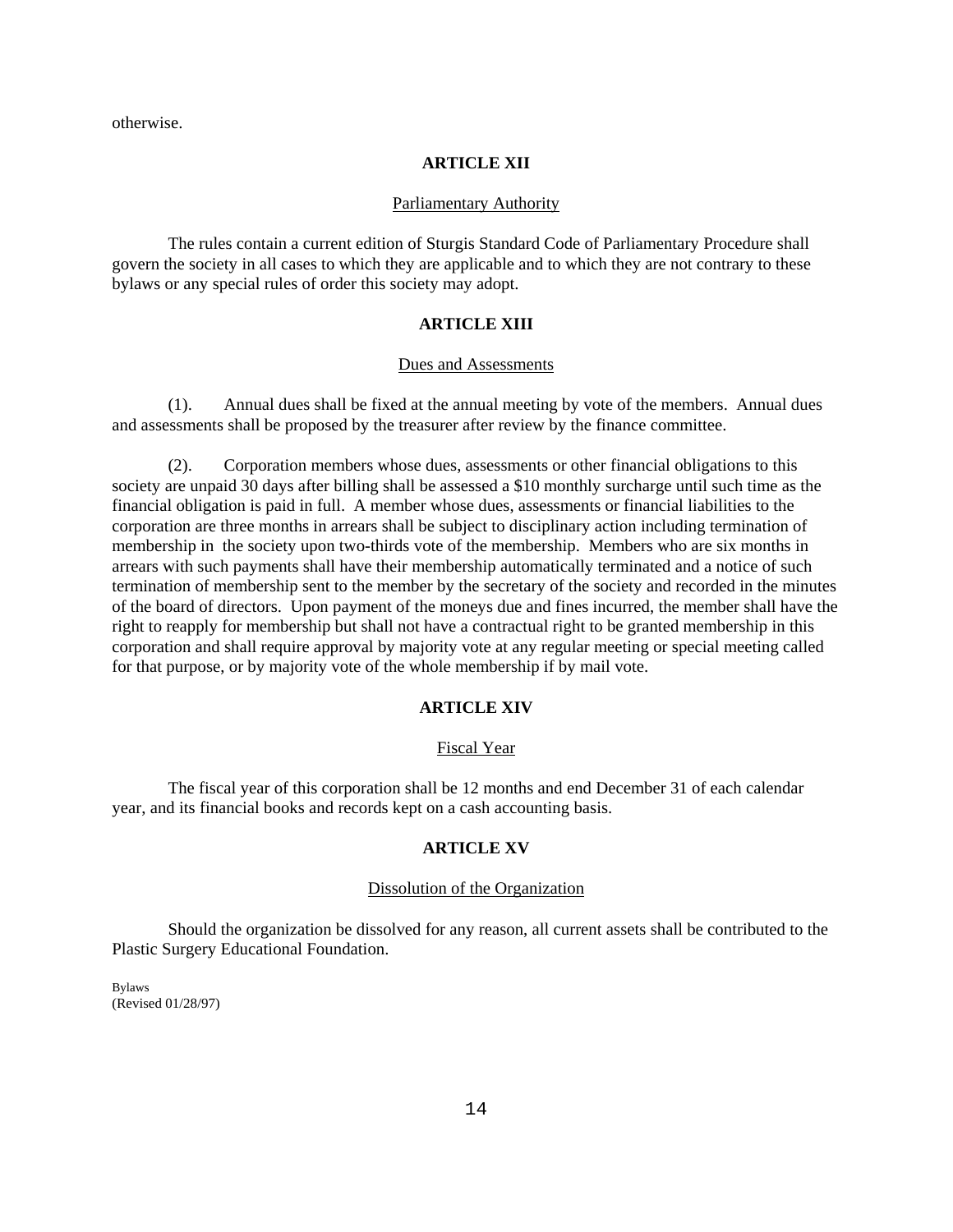otherwise.

## ARTICLE XII

Parliamentary Authority

The rules contain a current edition of Sturgis Standard Code of Parliamentary Procedure shall govern the society in all cases to which they are applicable and to which they are not contrary to these bylaws or any special rules of order this society may adopt.

## ARTICLE XIII

Dues and Assessments

(1). Annual dues shall be fixed at the annual meeting by vote of the members. Annual dues and assessments shall be proposed by the treasurer after review by the finance committee.

(2). Corporation members whose dues, assessments or other financial obligations to this society are unpaid 30 days after billing shall be assessed a $10 monthly surcharge until such time as the financial obligation is paid in full. A member whose dues, assessments or financial liabilities to the corporation are three months in arrears shall be subject to disciplinary action including termination of membership in the society upon two-thirds vote of the membership. Members who are six months in arrears with such payments shall have their membership automatically terminated and a notice of such termination of membership sent to the member by the secretary of the society and recorded in the minutes of the board of directors. Upon payment of the moneys due and fines incurred, the member shall have the right to reapply for membership but shall not have a contractual right to be granted membership in this corporation and shall require approval by majority vote at any regular meeting or special meeting called for that purpose, or by majority vote of the whole membership if by mail vote.

## ARTICLE XIV

Fiscal Year

The fiscal year of this corporation shall be 12 months and end December 31 of each calendar year, and its financial books and records kept on a cash accounting basis.

## ARTICLE XV

Dissolution of the Organization

Should the organization be dissolved for any reason, all current assets shall be contributed to the Plastic Surgery Educational Foundation.

Bylaws
(Revised 01/28/97)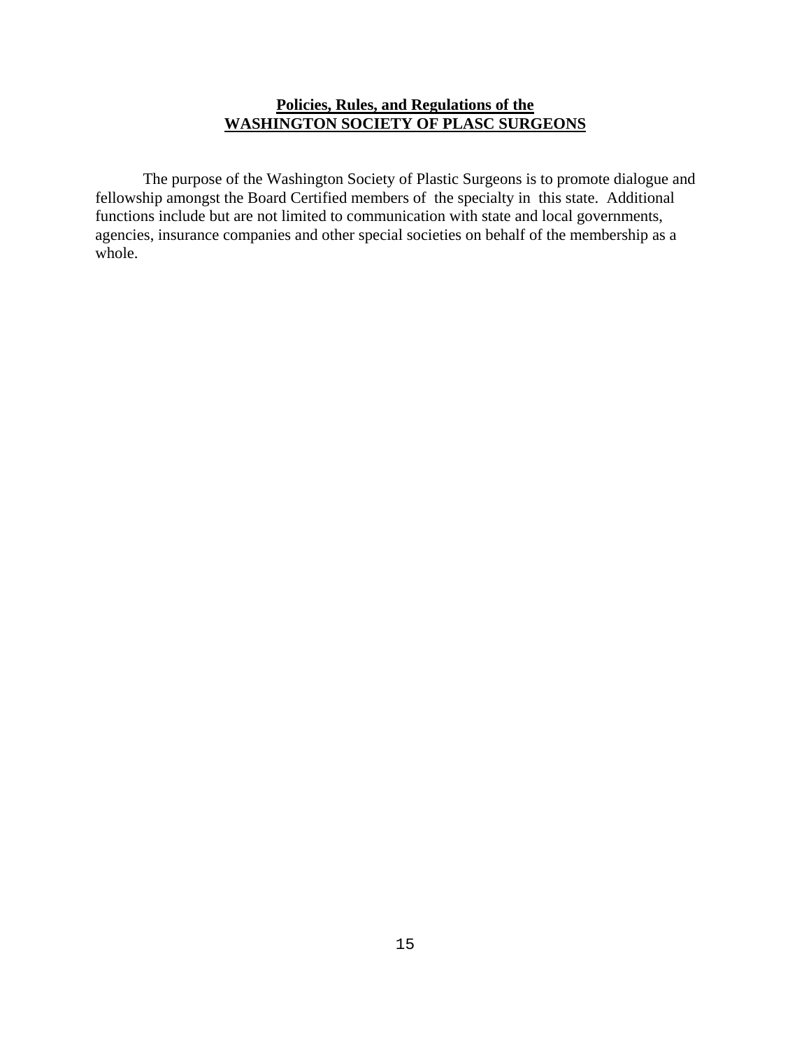**Policies, Rules, and Regulations of the**
**WASHINGTON SOCIETY OF PLASC SURGEONS**

The purpose of the Washington Society of Plastic Surgeons is to promote dialogue and fellowship amongst the Board Certified members of the specialty in this state. Additional functions include but are not limited to communication with state and local governments, agencies, insurance companies and other special societies on behalf of the membership as a whole.